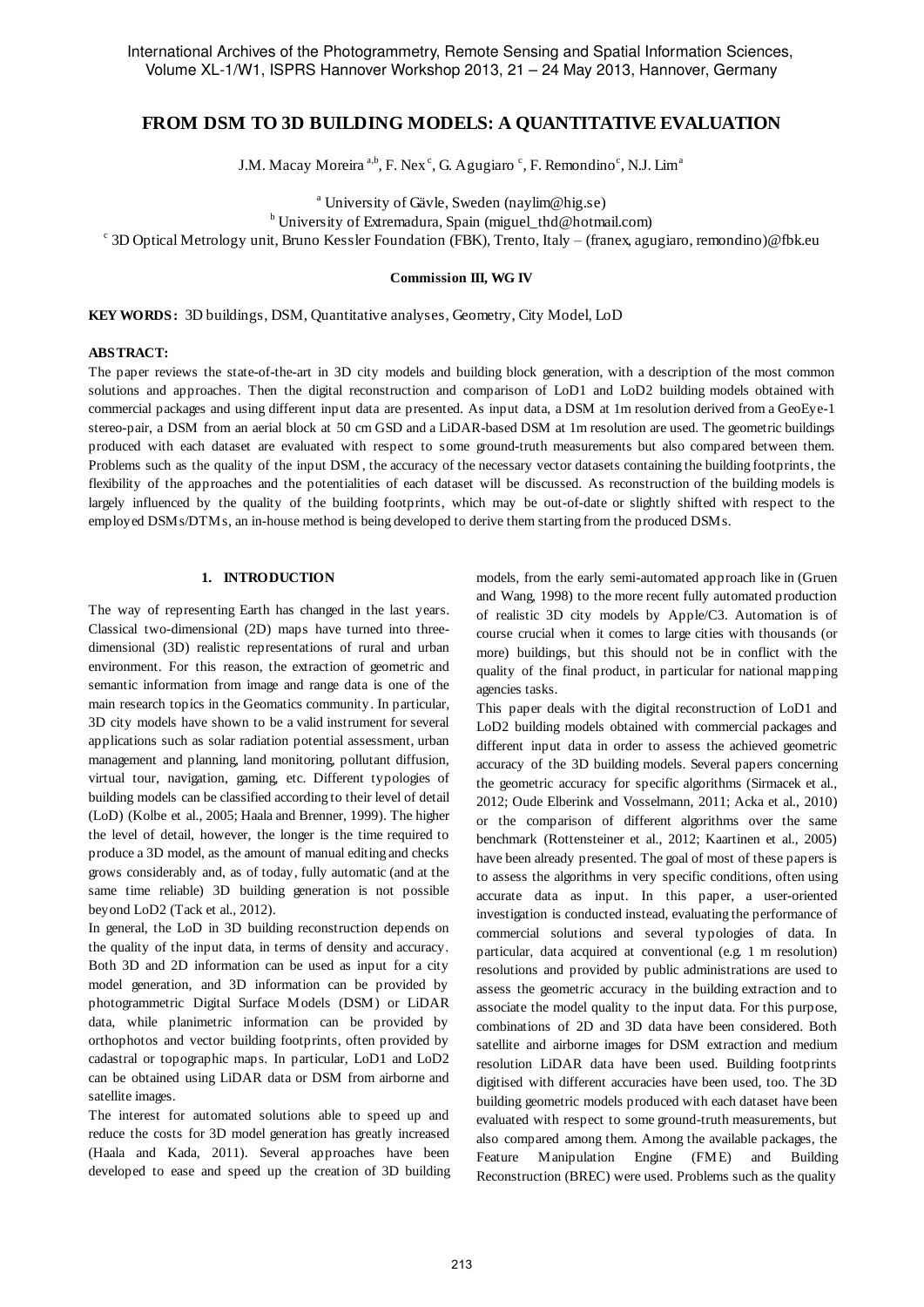# FROM DSM TO 3D BUILDING MODELS: A QUANTITATIVE EVALUATION

J.M. Macay Moreira [a,b], F. Nex [c], G. Agugiaro [c], F. Remondino [c], N.J. Lim [a]

[a] University of Gävle, Sweden (naylim@hig.se)

[b] University of Extremadura, Spain (miguel_thd@hotmail.com)

[c] 3D Optical Metrology unit, Bruno Kessler Foundation (FBK), Trento, Italy – (franex, agugiaro, remondino)@fbk.eu

**Commission III, WG IV**

**KEY WORDS:** 3D buildings, DSM, Quantitative analyses, Geometry, City Model, LoD

**ABSTRACT:**

The paper reviews the state-of-the-art in 3D city models and building block generation, with a description of the most common solutions and approaches. Then the digital reconstruction and comparison of LoD1 and LoD2 building models obtained with commercial packages and using different input data are presented. As input data, a DSM at 1m resolution derived from a GeoEye-1 stereo-pair, a DSM from an aerial block at 50 cm GSD and a LiDAR-based DSM at 1m resolution are used. The geometric buildings produced with each dataset are evaluated with respect to some ground-truth measurements but also compared between them. Problems such as the quality of the input DSM, the accuracy of the necessary vector datasets containing the building footprints, the flexibility of the approaches and the potentialities of each dataset will be discussed. As reconstruction of the building models is largely influenced by the quality of the building footprints, which may be out-of-date or slightly shifted with respect to the employed DSMs/DTMs, an in-house method is being developed to derive them starting from the produced DSMs.

## 1. INTRODUCTION

The way of representing Earth has changed in the last years. Classical two-dimensional (2D) maps have turned into three-dimensional (3D) realistic representations of rural and urban environment. For this reason, the extraction of geometric and semantic information from image and range data is one of the main research topics in the Geomatics community. In particular, 3D city models have shown to be a valid instrument for several applications such as solar radiation potential assessment, urban management and planning, land monitoring, pollutant diffusion, virtual tour, navigation, gaming, etc. Different typologies of building models can be classified according to their level of detail (LoD) (Kolbe et al., 2005; Haala and Brenner, 1999). The higher the level of detail, however, the longer is the time required to produce a 3D model, as the amount of manual editing and checks grows considerably and, as of today, fully automatic (and at the same time reliable) 3D building generation is not possible beyond LoD2 (Tack et al., 2012).

In general, the LoD in 3D building reconstruction depends on the quality of the input data, in terms of density and accuracy. Both 3D and 2D information can be used as input for a city model generation, and 3D information can be provided by photogrammetric Digital Surface Models (DSM) or LiDAR data, while planimetric information can be provided by orthophotos and vector building footprints, often provided by cadastral or topographic maps. In particular, LoD1 and LoD2 can be obtained using LiDAR data or DSM from airborne and satellite images.

The interest for automated solutions able to speed up and reduce the costs for 3D model generation has greatly increased (Haala and Kada, 2011). Several approaches have been developed to ease and speed up the creation of 3D building models, from the early semi-automated approach like in (Gruen and Wang, 1998) to the more recent fully automated production of realistic 3D city models by Apple/C3. Automation is of course crucial when it comes to large cities with thousands (or more) buildings, but this should not be in conflict with the quality of the final product, in particular for national mapping agencies tasks.

This paper deals with the digital reconstruction of LoD1 and LoD2 building models obtained with commercial packages and different input data in order to assess the achieved geometric accuracy of the 3D building models. Several papers concerning the geometric accuracy for specific algorithms (Sirmacek et al., 2012; Oude Elberink and Vosselmann, 2011; Acka et al., 2010) or the comparison of different algorithms over the same benchmark (Rottensteiner et al., 2012; Kaartinen et al., 2005) have been already presented. The goal of most of these papers is to assess the algorithms in very specific conditions, often using accurate data as input. In this paper, a user-oriented investigation is conducted instead, evaluating the performance of commercial solutions and several typologies of data. In particular, data acquired at conventional (e.g. 1 m resolution) resolutions and provided by public administrations are used to assess the geometric accuracy in the building extraction and to associate the model quality to the input data. For this purpose, combinations of 2D and 3D data have been considered. Both satellite and airborne images for DSM extraction and medium resolution LiDAR data have been used. Building footprints digitised with different accuracies have been used, too. The 3D building geometric models produced with each dataset have been evaluated with respect to some ground-truth measurements, but also compared among them. Among the available packages, the Feature Manipulation Engine (FME) and Building Reconstruction (BREC) were used. Problems such as the quality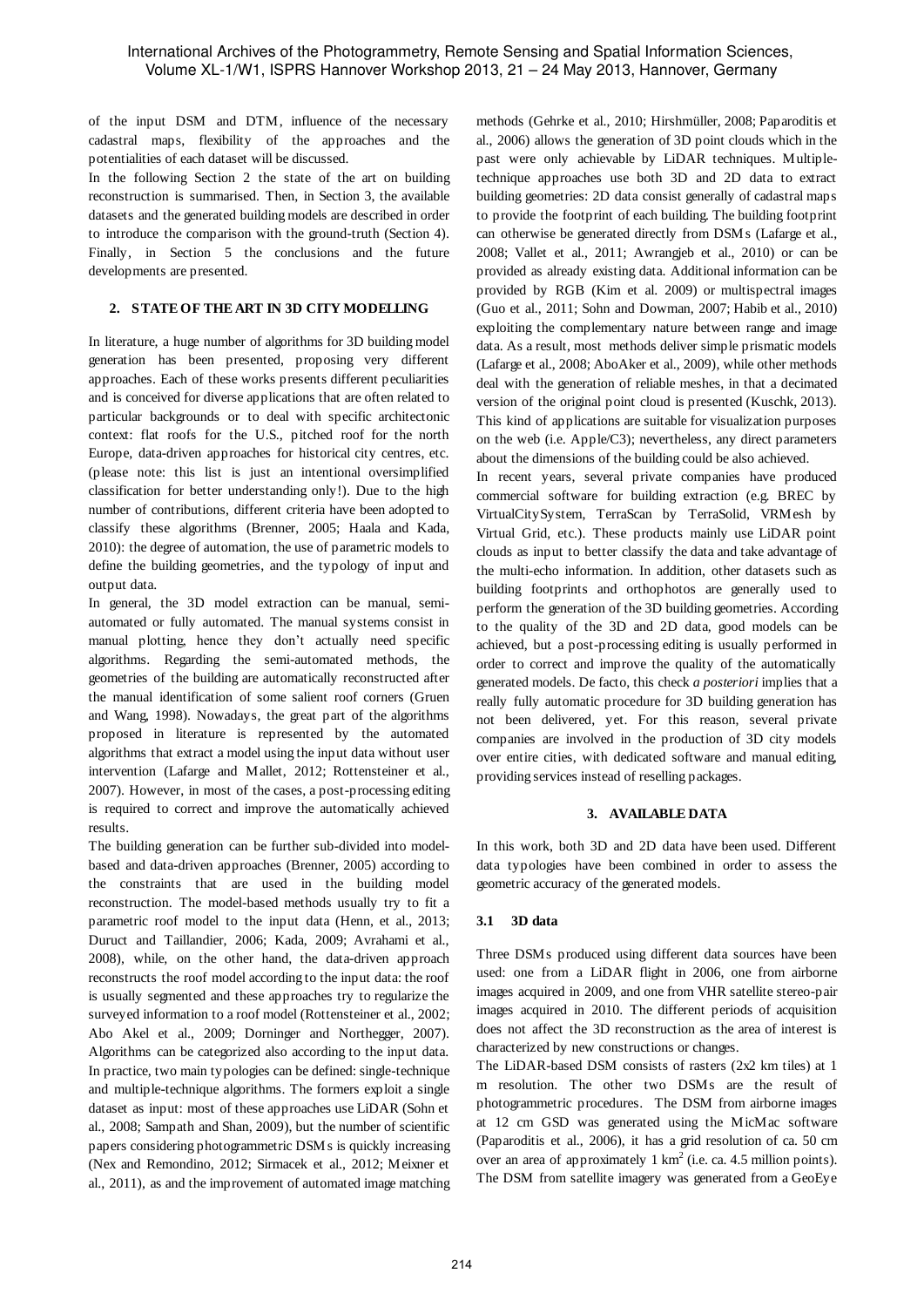of the input DSM and DTM, influence of the necessary cadastral maps, flexibility of the approaches and the potentialities of each dataset will be discussed.

In the following Section 2 the state of the art on building reconstruction is summarised. Then, in Section 3, the available datasets and the generated building models are described in order to introduce the comparison with the ground-truth (Section 4). Finally, in Section 5 the conclusions and the future developments are presented.

## 2. STATE OF THE ART IN 3D CITY MODELLING

In literature, a huge number of algorithms for 3D building model generation has been presented, proposing very different approaches. Each of these works presents different peculiarities and is conceived for diverse applications that are often related to particular backgrounds or to deal with specific architectonic context: flat roofs for the U.S., pitched roof for the north Europe, data-driven approaches for historical city centres, etc. (please note: this list is just an intentional oversimplified classification for better understanding only!). Due to the high number of contributions, different criteria have been adopted to classify these algorithms (Brenner, 2005; Haala and Kada, 2010): the degree of automation, the use of parametric models to define the building geometries, and the typology of input and output data.

In general, the 3D model extraction can be manual, semi-automated or fully automated. The manual systems consist in manual plotting, hence they don't actually need specific algorithms. Regarding the semi-automated methods, the geometries of the building are automatically reconstructed after the manual identification of some salient roof corners (Gruen and Wang, 1998). Nowadays, the great part of the algorithms proposed in literature is represented by the automated algorithms that extract a model using the input data without user intervention (Lafarge and Mallet, 2012; Rottensteiner et al., 2007). However, in most of the cases, a post-processing editing is required to correct and improve the automatically achieved results.

The building generation can be further sub-divided into model-based and data-driven approaches (Brenner, 2005) according to the constraints that are used in the building model reconstruction. The model-based methods usually try to fit a parametric roof model to the input data (Henn, et al., 2013; Duruct and Taillandier, 2006; Kada, 2009; Avrahami et al., 2008), while, on the other hand, the data-driven approach reconstructs the roof model according to the input data: the roof is usually segmented and these approaches try to regularize the surveyed information to a roof model (Rottensteiner et al., 2002; Abo Akel et al., 2009; Dorninger and Northegger, 2007). Algorithms can be categorized also according to the input data. In practice, two main typologies can be defined: single-technique and multiple-technique algorithms. The formers exploit a single dataset as input: most of these approaches use LiDAR (Sohn et al., 2008; Sampath and Shan, 2009), but the number of scientific papers considering photogrammetric DSMs is quickly increasing (Nex and Remondino, 2012; Sirmacek et al., 2012; Meixner et al., 2011), as and the improvement of automated image matching methods (Gehrke et al., 2010; Hirshmüller, 2008; Paparoditis et al., 2006) allows the generation of 3D point clouds which in the past were only achievable by LiDAR techniques. Multiple-technique approaches use both 3D and 2D data to extract building geometries: 2D data consist generally of cadastral maps to provide the footprint of each building. The building footprint can otherwise be generated directly from DSMs (Lafarge et al., 2008; Vallet et al., 2011; Awrangjeb et al., 2010) or can be provided as already existing data. Additional information can be provided by RGB (Kim et al. 2009) or multispectral images (Guo et al., 2011; Sohn and Dowman, 2007; Habib et al., 2010) exploiting the complementary nature between range and image data. As a result, most methods deliver simple prismatic models (Lafarge et al., 2008; AboAker et al., 2009), while other methods deal with the generation of reliable meshes, in that a decimated version of the original point cloud is presented (Kuschk, 2013). This kind of applications are suitable for visualization purposes on the web (i.e. Apple/C3); nevertheless, any direct parameters about the dimensions of the building could be also achieved.

In recent years, several private companies have produced commercial software for building extraction (e.g. BREC by VirtualCitySystem, TerraScan by TerraSolid, VRMesh by Virtual Grid, etc.). These products mainly use LiDAR point clouds as input to better classify the data and take advantage of the multi-echo information. In addition, other datasets such as building footprints and orthophotos are generally used to perform the generation of the 3D building geometries. According to the quality of the 3D and 2D data, good models can be achieved, but a post-processing editing is usually performed in order to correct and improve the quality of the automatically generated models. De facto, this check *a posteriori* implies that a really fully automatic procedure for 3D building generation has not been delivered, yet. For this reason, several private companies are involved in the production of 3D city models over entire cities, with dedicated software and manual editing, providing services instead of reselling packages.

## 3. AVAILABLE DATA

In this work, both 3D and 2D data have been used. Different data typologies have been combined in order to assess the geometric accuracy of the generated models.

### 3.1 3D data

Three DSMs produced using different data sources have been used: one from a LiDAR flight in 2006, one from airborne images acquired in 2009, and one from VHR satellite stereo-pair images acquired in 2010. The different periods of acquisition does not affect the 3D reconstruction as the area of interest is characterized by new constructions or changes.

The LiDAR-based DSM consists of rasters (2x2 km tiles) at 1 m resolution. The other two DSMs are the result of photogrammetric procedures. The DSM from airborne images at 12 cm GSD was generated using the MicMac software (Paparoditis et al., 2006), it has a grid resolution of ca. 50 cm over an area of approximately 1 km$^2$ (i.e. ca. 4.5 million points). The DSM from satellite imagery was generated from a GeoEye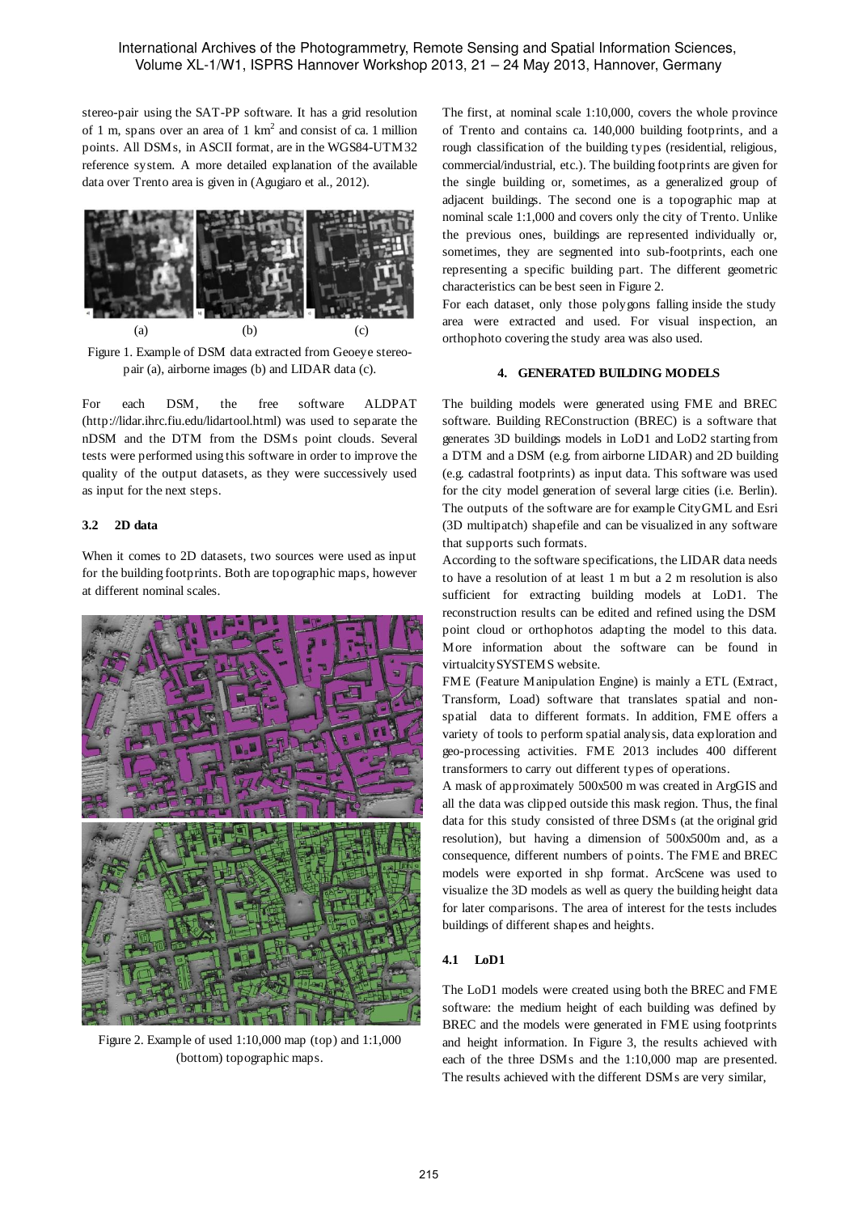stereo-pair using the SAT-PP software. It has a grid resolution of 1 m, spans over an area of 1 km$^2$ and consist of ca. 1 million points. All DSMs, in ASCII format, are in the WGS84-UTM32 reference system. A more detailed explanation of the available data over Trento area is given in (Agugiaro et al., 2012).

Figure 1. Example of DSM data extracted from Geoeye stereo-pair (a), airborne images (b) and LIDAR data (c).

For each DSM, the free software ALDPAT (http://lidar.ihrc.fiu.edu/lidartool.html) was used to separate the nDSM and the DTM from the DSMs point clouds. Several tests were performed using this software in order to improve the quality of the output datasets, as they were successively used as input for the next steps.

### 3.2 2D data

When it comes to 2D datasets, two sources were used as input for the building footprints. Both are topographic maps, however at different nominal scales.

Figure 2. Example of used 1:10,000 map (top) and 1:1,000 (bottom) topographic maps.

The first, at nominal scale 1:10,000, covers the whole province of Trento and contains ca. 140,000 building footprints, and a rough classification of the building types (residential, religious, commercial/industrial, etc.). The building footprints are given for the single building or, sometimes, as a generalized group of adjacent buildings. The second one is a topographic map at nominal scale 1:1,000 and covers only the city of Trento. Unlike the previous ones, buildings are represented individually or, sometimes, they are segmented into sub-footprints, each one representing a specific building part. The different geometric characteristics can be best seen in Figure 2.

For each dataset, only those polygons falling inside the study area were extracted and used. For visual inspection, an orthophoto covering the study area was also used.

## 4. GENERATED BUILDING MODELS

The building models were generated using FME and BREC software. Building REConstruction (BREC) is a software that generates 3D buildings models in LoD1 and LoD2 starting from a DTM and a DSM (e.g. from airborne LIDAR) and 2D building (e.g. cadastral footprints) as input data. This software was used for the city model generation of several large cities (i.e. Berlin). The outputs of the software are for example CityGML and Esri (3D multipatch) shapefile and can be visualized in any software that supports such formats.

According to the software specifications, the LIDAR data needs to have a resolution of at least 1 m but a 2 m resolution is also sufficient for extracting building models at LoD1. The reconstruction results can be edited and refined using the DSM point cloud or orthophotos adapting the model to this data. More information about the software can be found in virtualcitySYSTEMS website.

FME (Feature Manipulation Engine) is mainly a ETL (Extract, Transform, Load) software that translates spatial and non-spatial data to different formats. In addition, FME offers a variety of tools to perform spatial analysis, data exploration and geo-processing activities. FME 2013 includes 400 different transformers to carry out different types of operations.

A mask of approximately 500x500 m was created in ArgGIS and all the data was clipped outside this mask region. Thus, the final data for this study consisted of three DSMs (at the original grid resolution), but having a dimension of 500x500m and, as a consequence, different numbers of points. The FME and BREC models were exported in shp format. ArcScene was used to visualize the 3D models as well as query the building height data for later comparisons. The area of interest for the tests includes buildings of different shapes and heights.

### 4.1 LoD1

The LoD1 models were created using both the BREC and FME software: the medium height of each building was defined by BREC and the models were generated in FME using footprints and height information. In Figure 3, the results achieved with each of the three DSMs and the 1:10,000 map are presented. The results achieved with the different DSMs are very similar,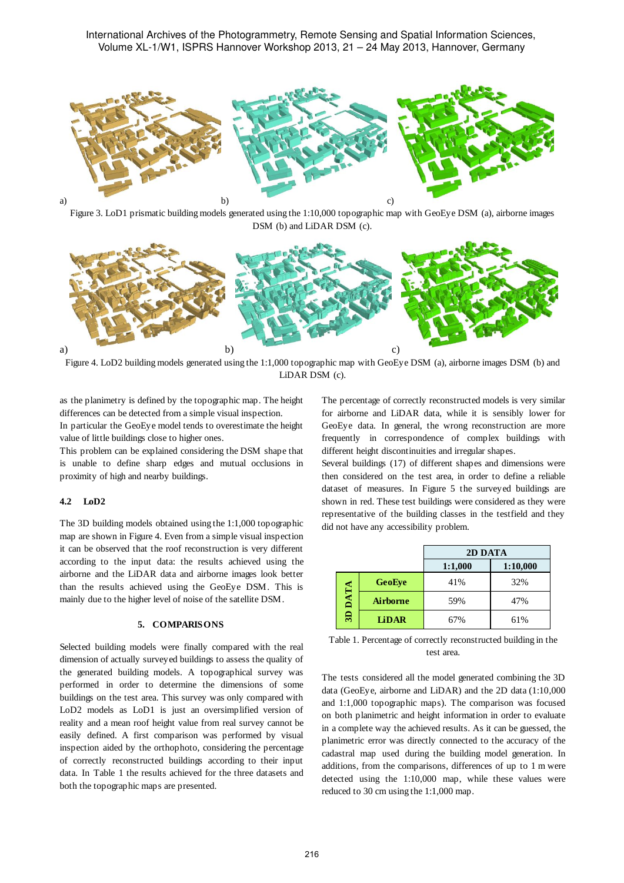a) b) c)

Figure 3. LoD1 prismatic building models generated using the 1:10,000 topographic map with GeoEye DSM (a), airborne images DSM (b) and LiDAR DSM (c).

a) b) c)

Figure 4. LoD2 building models generated using the 1:1,000 topographic map with GeoEye DSM (a), airborne images DSM (b) and LiDAR DSM (c).

as the planimetry is defined by the topographic map. The height differences can be detected from a simple visual inspection.
In particular the GeoEye model tends to overestimate the height value of little buildings close to higher ones.
This problem can be explained considering the DSM shape that is unable to define sharp edges and mutual occlusions in proximity of high and nearby buildings.

### 4.2 LoD2

The 3D building models obtained using the 1:1,000 topographic map are shown in Figure 4. Even from a simple visual inspection it can be observed that the roof reconstruction is very different according to the input data: the results achieved using the airborne and the LiDAR data and airborne images look better than the results achieved using the GeoEye DSM. This is mainly due to the higher level of noise of the satellite DSM.

## 5. COMPARISONS

Selected building models were finally compared with the real dimension of actually surveyed buildings to assess the quality of the generated building models. A topographical survey was performed in order to determine the dimensions of some buildings on the test area. This survey was only compared with LoD2 models as LoD1 is just an oversimplified version of reality and a mean roof height value from real survey cannot be easily defined. A first comparison was performed by visual inspection aided by the orthophoto, considering the percentage of correctly reconstructed buildings according to their input data. In Table 1 the results achieved for the three datasets and both the topographic maps are presented.

The percentage of correctly reconstructed models is very similar for airborne and LiDAR data, while it is sensibly lower for GeoEye data. In general, the wrong reconstruction are more frequently in correspondence of complex buildings with different height discontinuities and irregular shapes.
Several buildings (17) of different shapes and dimensions were then considered on the test area, in order to define a reliable dataset of measures. In Figure 5 the surveyed buildings are shown in red. These test buildings were considered as they were representative of the building classes in the testfield and they did not have any accessibility problem.

| | | 2D DATA | |
|---|---|---|---|
| | | 1:1,000 | 1:10,000 |
| 3D DATA | GeoEye | 41% | 32% |
| | Airborne | 59% | 47% |
| | LiDAR | 67% | 61% |

Table 1. Percentage of correctly reconstructed building in the test area.

The tests considered all the model generated combining the 3D data (GeoEye, airborne and LiDAR) and the 2D data (1:10,000 and 1:1,000 topographic maps). The comparison was focused on both planimetric and height information in order to evaluate in a complete way the achieved results. As it can be guessed, the planimetric error was directly connected to the accuracy of the cadastral map used during the building model generation. In additions, from the comparisons, differences of up to 1 m were detected using the 1:10,000 map, while these values were reduced to 30 cm using the 1:1,000 map.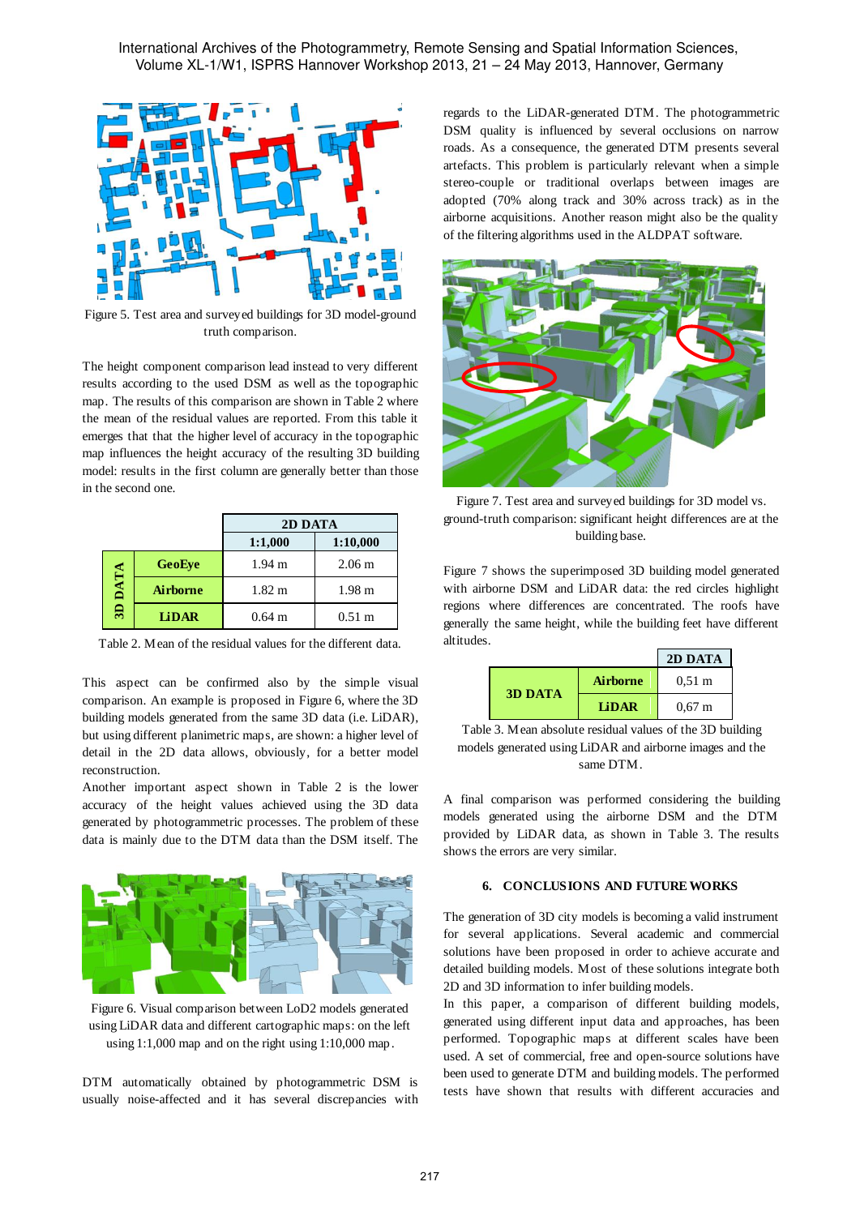Figure 5. Test area and surveyed buildings for 3D model-ground truth comparison.

The height component comparison lead instead to very different results according to the used DSM as well as the topographic map. The results of this comparison are shown in Table 2 where the mean of the residual values are reported. From this table it emerges that that the higher level of accuracy in the topographic map influences the height accuracy of the resulting 3D building model: results in the first column are generally better than those in the second one.

| | | 2D DATA | |
|---|---|---|---|
| | | 1:1,000 | 1:10,000 |
| 3D DATA | GeoEye | 1.94 m | 2.06 m |
| | Airborne | 1.82 m | 1.98 m |
| | LiDAR | 0.64 m | 0.51 m |

Table 2. Mean of the residual values for the different data.

This aspect can be confirmed also by the simple visual comparison. An example is proposed in Figure 6, where the 3D building models generated from the same 3D data (i.e. LiDAR), but using different planimetric maps, are shown: a higher level of detail in the 2D data allows, obviously, for a better model reconstruction.

Another important aspect shown in Table 2 is the lower accuracy of the height values achieved using the 3D data generated by photogrammetric processes. The problem of these data is mainly due to the DTM data than the DSM itself. The DTM automatically obtained by photogrammetric DSM is usually noise-affected and it has several discrepancies with regards to the LiDAR-generated DTM. The photogrammetric DSM quality is influenced by several occlusions on narrow roads. As a consequence, the generated DTM presents several artefacts. This problem is particularly relevant when a simple stereo-couple or traditional overlaps between images are adopted (70% along track and 30% across track) as in the airborne acquisitions. Another reason might also be the quality of the filtering algorithms used in the ALDPAT software.

Figure 6. Visual comparison between LoD2 models generated using LiDAR data and different cartographic maps: on the left using 1:1,000 map and on the right using 1:10,000 map.

Figure 7. Test area and surveyed buildings for 3D model vs. ground-truth comparison: significant height differences are at the building base.

Figure 7 shows the superimposed 3D building model generated with airborne DSM and LiDAR data: the red circles highlight regions where differences are concentrated. The roofs have generally the same height, while the building feet have different altitudes.

| | | 2D DATA |
|---|---|---|
| 3D DATA | Airborne | 0,51 m |
| | LiDAR | 0,67 m |

Table 3. Mean absolute residual values of the 3D building models generated using LiDAR and airborne images and the same DTM.

A final comparison was performed considering the building models generated using the airborne DSM and the DTM provided by LiDAR data, as shown in Table 3. The results shows the errors are very similar.

## 6. CONCLUSIONS AND FUTURE WORKS

The generation of 3D city models is becoming a valid instrument for several applications. Several academic and commercial solutions have been proposed in order to achieve accurate and detailed building models. Most of these solutions integrate both 2D and 3D information to infer building models.

In this paper, a comparison of different building models, generated using different input data and approaches, has been performed. Topographic maps at different scales have been used. A set of commercial, free and open-source solutions have been used to generate DTM and building models. The performed tests have shown that results with different accuracies and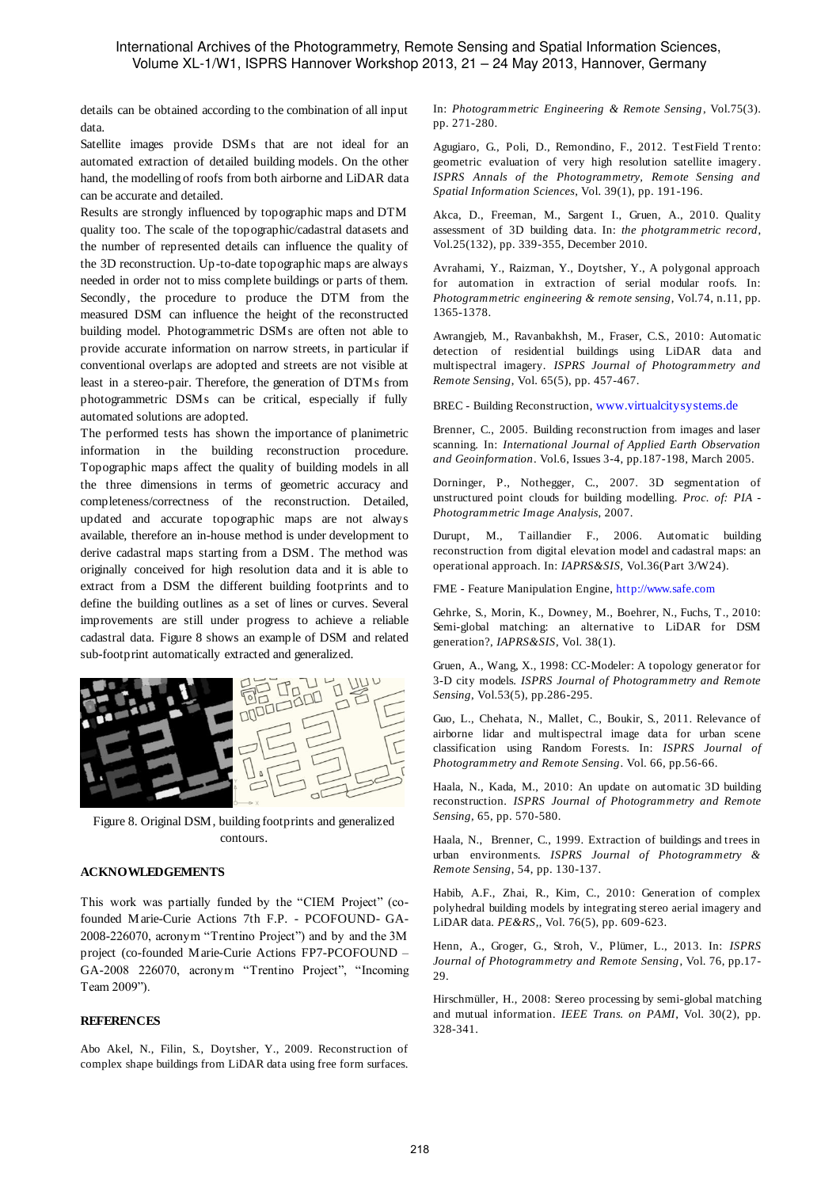details can be obtained according to the combination of all input data.

Satellite images provide DSMs that are not ideal for an automated extraction of detailed building models. On the other hand, the modelling of roofs from both airborne and LiDAR data can be accurate and detailed.

Results are strongly influenced by topographic maps and DTM quality too. The scale of the topographic/cadastral datasets and the number of represented details can influence the quality of the 3D reconstruction. Up-to-date topographic maps are always needed in order not to miss complete buildings or parts of them. Secondly, the procedure to produce the DTM from the measured DSM can influence the height of the reconstructed building model. Photogrammetric DSMs are often not able to provide accurate information on narrow streets, in particular if conventional overlaps are adopted and streets are not visible at least in a stereo-pair. Therefore, the generation of DTMs from photogrammetric DSMs can be critical, especially if fully automated solutions are adopted.

The performed tests has shown the importance of planimetric information in the building reconstruction procedure. Topographic maps affect the quality of building models in all the three dimensions in terms of geometric accuracy and completeness/correctness of the reconstruction. Detailed, updated and accurate topographic maps are not always available, therefore an in-house method is under development to derive cadastral maps starting from a DSM. The method was originally conceived for high resolution data and it is able to extract from a DSM the different building footprints and to define the building outlines as a set of lines or curves. Several improvements are still under progress to achieve a reliable cadastral data. Figure 8 shows an example of DSM and related sub-footprint automatically extracted and generalized.

Figure 8. Original DSM, building footprints and generalized contours.

## ACKNOWLEDGEMENTS

This work was partially funded by the "CIEM Project" (co-founded Marie-Curie Actions 7th F.P. - PCOFOUND- GA-2008-226070, acronym "Trentino Project") and by the 3M project (co-founded Marie-Curie Actions FP7-PCOFOUND – GA-2008 226070, acronym "Trentino Project", "Incoming Team 2009").

## REFERENCES

Abo Akel, N., Filin, S., Doytsher, Y., 2009. Reconstruction of complex shape buildings from LiDAR data using free form surfaces. In: *Photogrammetric Engineering & Remote Sensing*, Vol.75(3). pp. 271-280.

Agugiaro, G., Poli, D., Remondino, F., 2012. TestField Trento: geometric evaluation of very high resolution satellite imagery. *ISPRS Annals of the Photogrammetry, Remote Sensing and Spatial Information Sciences*, Vol. 39(1), pp. 191-196.

Akca, D., Freeman, M., Sargent I., Gruen, A., 2010. Quality assessment of 3D building data. In: *the photgrammetric record*, Vol.25(132), pp. 339-355, December 2010.

Avrahami, Y., Raizman, Y., Doytsher, Y., A polygonal approach for automation in extraction of serial modular roofs. In: *Photogrammetric engineering & remote sensing*, Vol.74, n.11, pp. 1365-1378.

Awrangjeb, M., Ravanbakhsh, M., Fraser, C.S., 2010: Automatic detection of residential buildings using LiDAR data and multispectral imagery. *ISPRS Journal of Photogrammetry and Remote Sensing*, Vol. 65(5), pp. 457-467.

BREC - Building Reconstruction, www.virtualcitysystems.de

Brenner, C., 2005. Building reconstruction from images and laser scanning. In: *International Journal of Applied Earth Observation and Geoinformation*. Vol.6, Issues 3-4, pp.187-198, March 2005.

Dorninger, P., Nothegger, C., 2007. 3D segmentation of unstructured point clouds for building modelling. *Proc. of: PIA - Photogrammetric Image Analysis*, 2007.

Durupt, M., Taillandier F., 2006. Automatic building reconstruction from digital elevation model and cadastral maps: an operational approach. In: *IAPRS&SIS*, Vol.36(Part 3/W24).

FME - Feature Manipulation Engine, http://www.safe.com

Gehrke, S., Morin, K., Downey, M., Boehrer, N., Fuchs, T., 2010: Semi-global matching: an alternative to LiDAR for DSM generation?, *IAPRS&SIS*, Vol. 38(1).

Gruen, A., Wang, X., 1998: CC-Modeler: A topology generator for 3-D city models. *ISPRS Journal of Photogrammetry and Remote Sensing*, Vol.53(5), pp.286-295.

Guo, L., Chehata, N., Mallet, C., Boukir, S., 2011. Relevance of airborne lidar and multispectral image data for urban scene classification using Random Forests. In: *ISPRS Journal of Photogrammetry and Remote Sensing*. Vol. 66, pp.56-66.

Haala, N., Kada, M., 2010: An update on automatic 3D building reconstruction. *ISPRS Journal of Photogrammetry and Remote Sensing*, 65, pp. 570-580.

Haala, N., Brenner, C., 1999. Extraction of buildings and trees in urban environments. *ISPRS Journal of Photogrammetry & Remote Sensing*, 54, pp. 130-137.

Habib, A.F., Zhai, R., Kim, C., 2010: Generation of complex polyhedral building models by integrating stereo aerial imagery and LiDAR data. *PE&RS*,, Vol. 76(5), pp. 609-623.

Henn, A., Groger, G., Stroh, V., Plümer, L., 2013. In: *ISPRS Journal of Photogrammetry and Remote Sensing*, Vol. 76, pp.17-29.

Hirschmüller, H., 2008: Stereo processing by semi-global matching and mutual information. *IEEE Trans. on PAMI*, Vol. 30(2), pp. 328-341.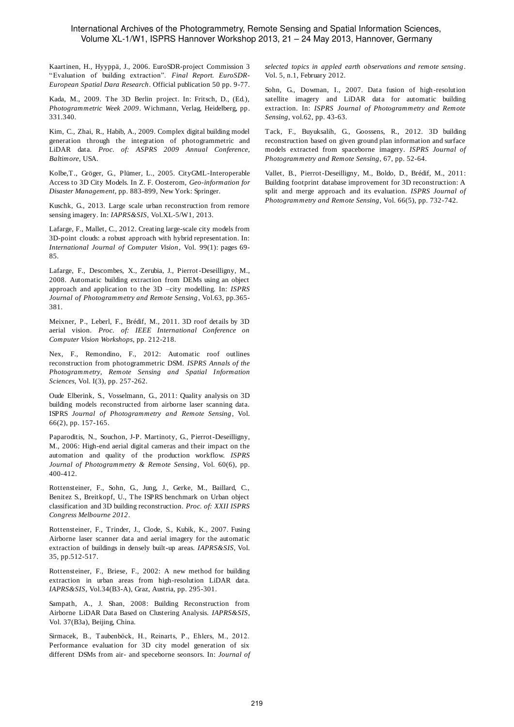Kaartinen, H., Hyyppä, J., 2006. EuroSDR-project Commission 3 "Evaluation of building extraction". *Final Report. EuroSDR-European Spatial Dara Research*. Official publication 50 pp. 9-77.

Kada, M., 2009. The 3D Berlin project. In: Fritsch, D., (Ed.), *Photogrammetric Week 2009*. Wichmann, Verlag, Heidelberg, pp. 331.340.

Kim, C., Zhai, R., Habib, A., 2009. Complex digital building model generation through the integration of photogrammetric and LiDAR data. *Proc. of: ASPRS 2009 Annual Conference, Baltimore*, USA.

Kolbe,T., Gröger, G., Plümer, L., 2005. CityGML-Interoperable Access to 3D City Models. In Z. F. Oosterom, *Geo-information for Disaster Management*, pp. 883-899, New York: Springer.

Kuschk, G., 2013. Large scale urban reconstruction from remore sensing imagery. In: *IAPRS&SIS*, Vol.XL-5/W1, 2013.

Lafarge, F., Mallet, C., 2012. Creating large-scale city models from 3D-point clouds: a robust approach with hybrid representation. In: *International Journal of Computer Vision*, Vol. 99(1): pages 69-85.

Lafarge, F., Descombes, X., Zerubia, J., Pierrot-Deseilligny, M., 2008. Automatic building extraction from DEMs using an object approach and application to the 3D –city modelling. In: *ISPRS Journal of Photogrammetry and Remote Sensing*, Vol.63, pp.365-381.

Meixner, P., Leberl, F., Brédif, M., 2011. 3D roof details by 3D aerial vision. *Proc. of: IEEE International Conference on Computer Vision Workshops*, pp. 212-218.

Nex, F., Remondino, F., 2012: Automatic roof outlines reconstruction from photogrammetric DSM. *ISPRS Annals of the Photogrammetry, Remote Sensing and Spatial Information Sciences*, Vol. I(3), pp. 257-262.

Oude Elberink, S., Vosselmann, G., 2011: Quality analysis on 3D building models reconstructed from airborne laser scanning data. ISPRS *Journal of Photogrammetry and Remote Sensing*, Vol. 66(2), pp. 157-165.

Paparoditis, N., Souchon, J-P. Martinoty, G., Pierrot-Deseilligny, M., 2006: High-end aerial digital cameras and their impact on the automation and quality of the production workflow. *ISPRS Journal of Photogrammetry & Remote Sensing*, Vol. 60(6), pp. 400-412.

Rottensteiner, F., Sohn, G., Jung, J., Gerke, M., Baillard, C., Benitez S., Breitkopf, U., The ISPRS benchmark on Urban object classification and 3D building reconstruction. *Proc. of: XXII ISPRS Congress Melbourne 2012*.

Rottensteiner, F., Trinder, J., Clode, S., Kubik, K., 2007. Fusing Airborne laser scanner data and aerial imagery for the automatic extraction of buildings in densely built-up areas. *IAPRS&SIS*, Vol. 35, pp.512-517.

Rottensteiner, F., Briese, F., 2002: A new method for building extraction in urban areas from high-resolution LiDAR data. *IAPRS&SIS*, Vol.34(B3-A), Graz, Austria, pp. 295-301.

Sampath, A., J. Shan, 2008: Building Reconstruction from Airborne LiDAR Data Based on Clustering Analysis. *IAPRS&SIS*, Vol. 37(B3a), Beijing, China.

Sirmacek, B., Taubenböck, H., Reinarts, P., Ehlers, M., 2012. Performance evaluation for 3D city model generation of six different DSMs from air- and speceborne seonsors. In: *Journal of selected topics in appled earth observations and remote sensing*. Vol. 5, n.1, February 2012.

Sohn, G., Dowman, I., 2007. Data fusion of high-resolution satellite imagery and LiDAR data for automatic building extraction. In: *ISPRS Journal of Photogrammetry and Remote Sensing*, vol.62, pp. 43-63.

Tack, F., Buyuksalih, G., Goossens, R., 2012. 3D building reconstruction based on given ground plan information and surface models extracted from spaceborne imagery. *ISPRS Journal of Photogrammetry and Remote Sensing*, 67, pp. 52-64.

Vallet, B., Pierrot-Deseilligny, M., Boldo, D., Brédif, M., 2011: Building footprint database improvement for 3D reconstruction: A split and merge approach and its evaluation. *ISPRS Journal of Photogrammetry and Remote Sensing*, Vol. 66(5), pp. 732-742.